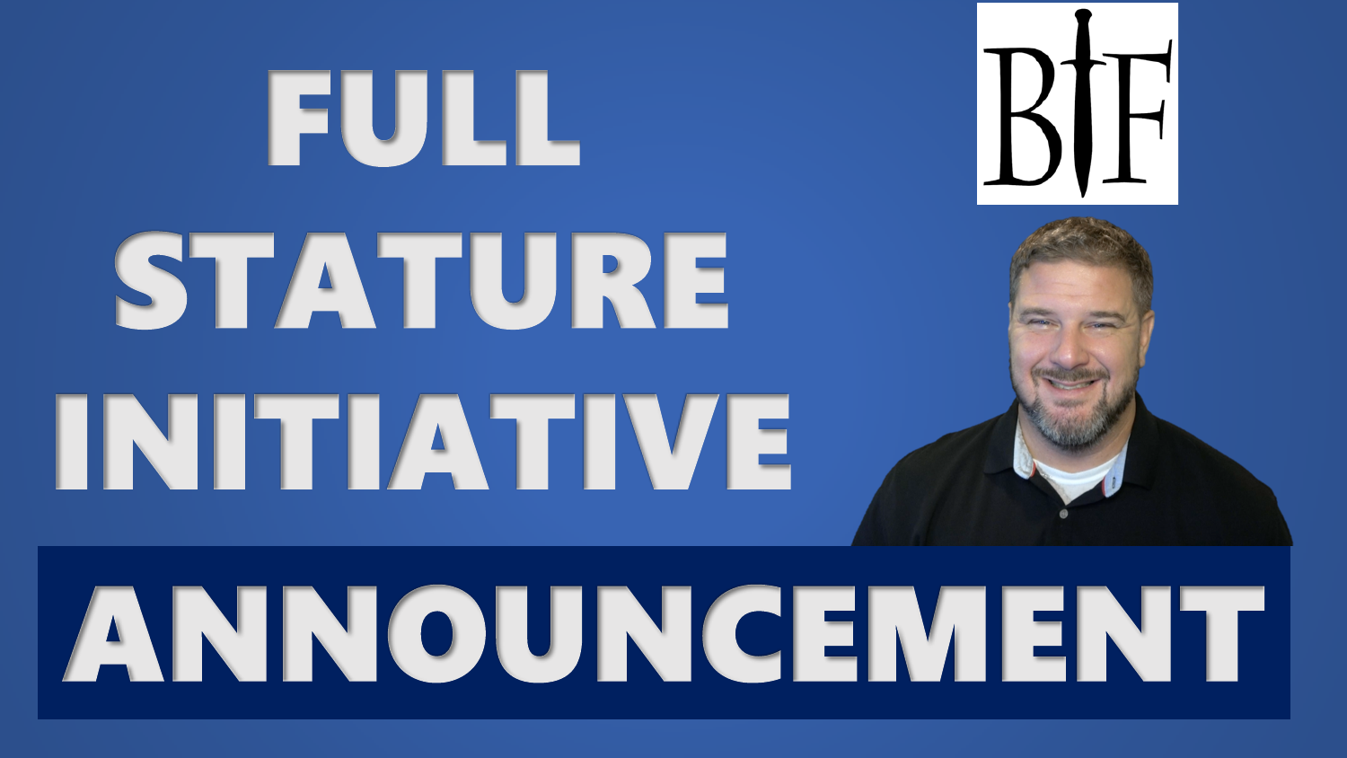# FULL STATURE INITIATIVE

BF

# ANNOUNCEMENT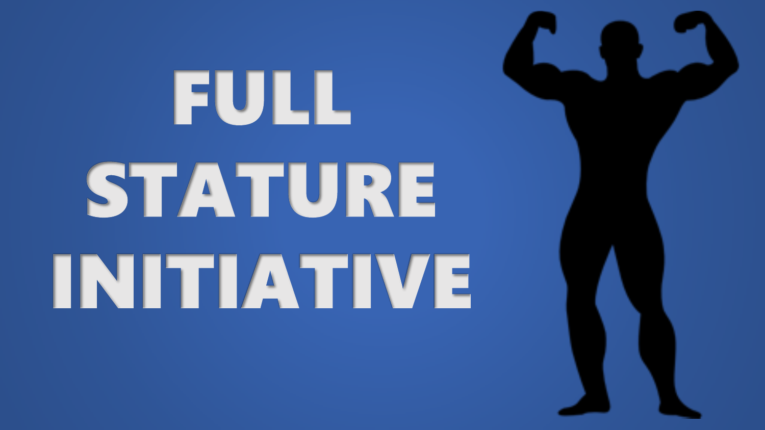# FULL STATURE INITIATIVE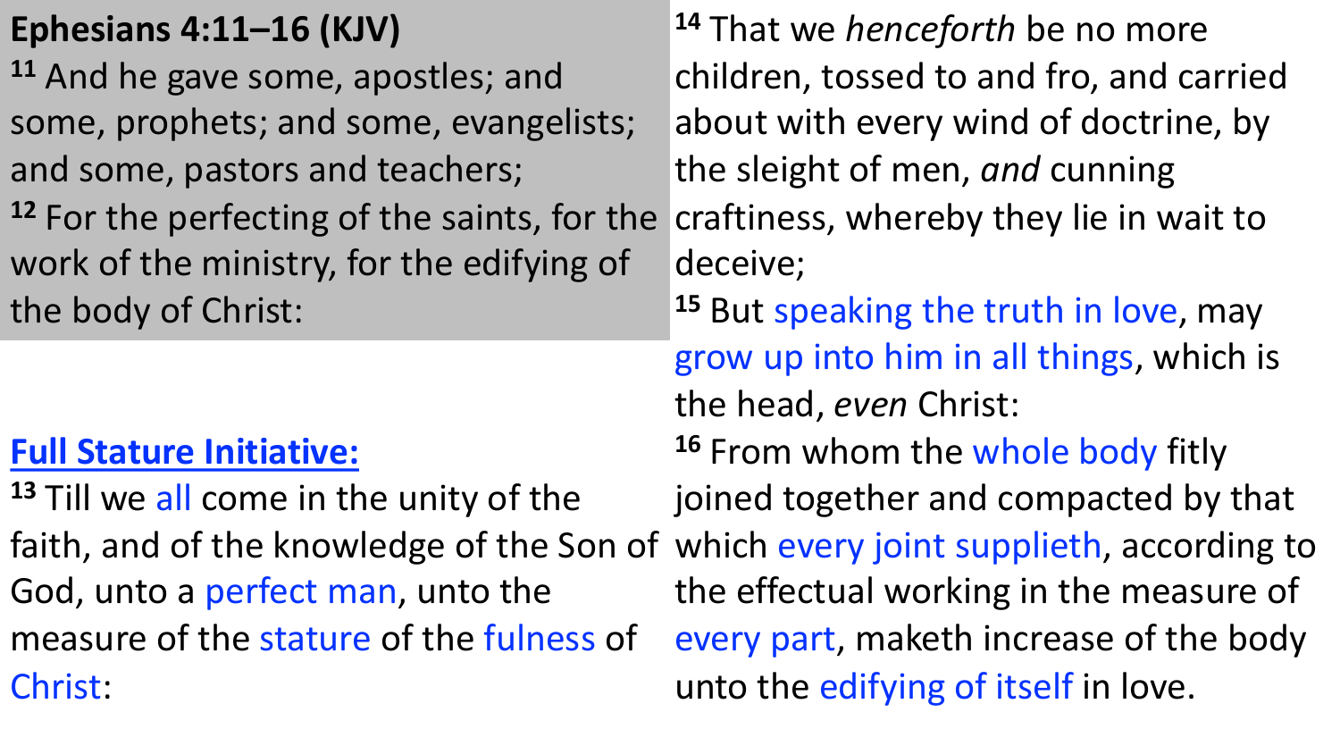**Ephesians 4:11–16 (KJV)**

[11] And he gave some, apostles; and some, prophets; and some, evangelists; and some, pastors and teachers;

[12] For the perfecting of the saints, for the work of the ministry, for the edifying of the body of Christ:

**Full Stature Initiative:**

[13] Till we all come in the unity of the faith, and of the knowledge of the Son of God, unto a perfect man, unto the measure of the stature of the fulness of Christ:

[14] That we *henceforth* be no more children, tossed to and fro, and carried about with every wind of doctrine, by the sleight of men, *and* cunning craftiness, whereby they lie in wait to deceive;

[15] But speaking the truth in love, may grow up into him in all things, which is the head, *even* Christ:

[16] From whom the whole body fitly joined together and compacted by that which every joint supplieth, according to the effectual working in the measure of every part, maketh increase of the body unto the edifying of itself in love.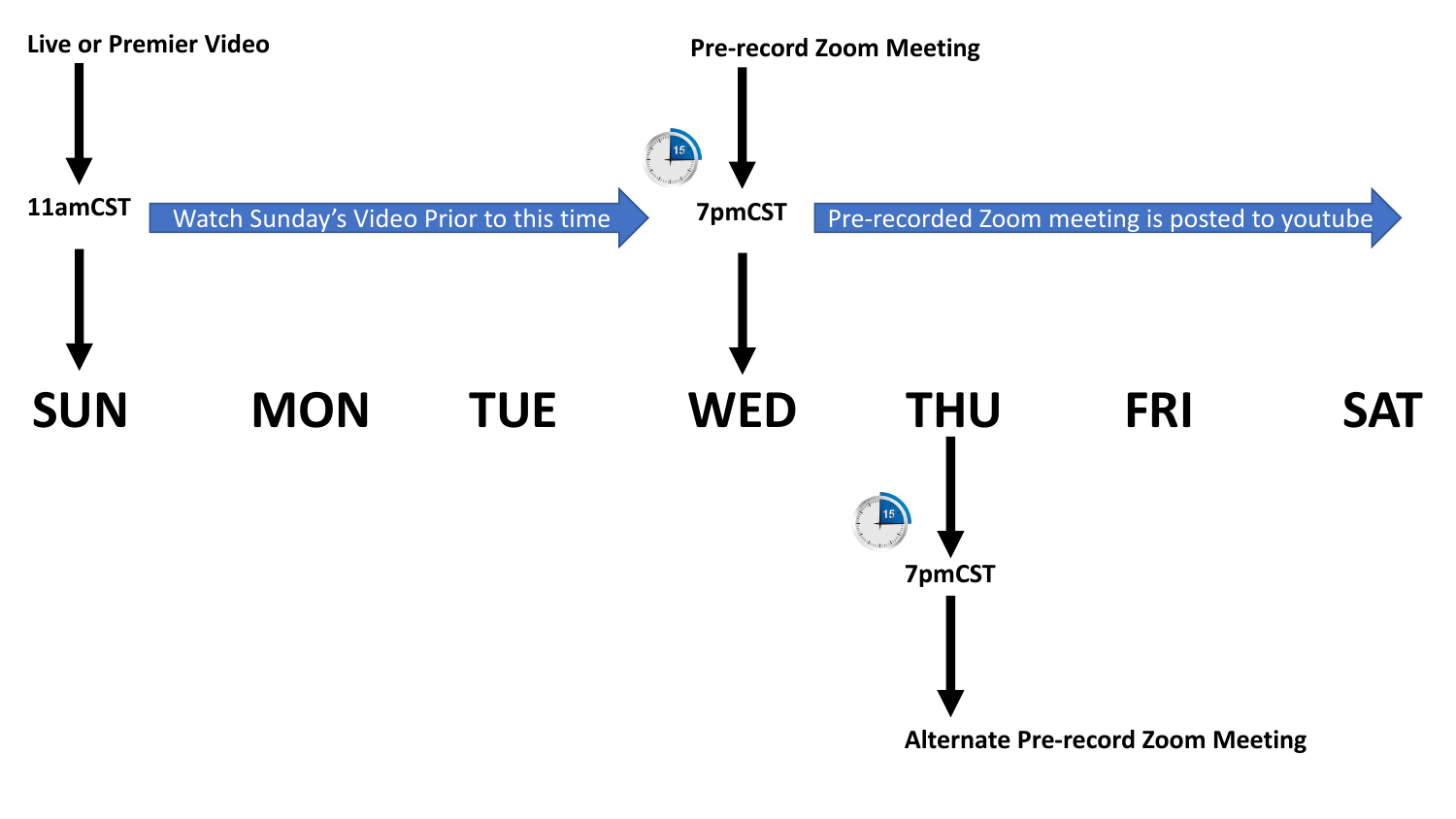Live or Premier Video

11amCST

Watch Sunday's Video Prior to this time

Pre-record Zoom Meeting

7pmCST

Pre-recorded Zoom meeting is posted to youtube

SUN MON TUE WED THU FRI SAT

7pmCST

Alternate Pre-record Zoom Meeting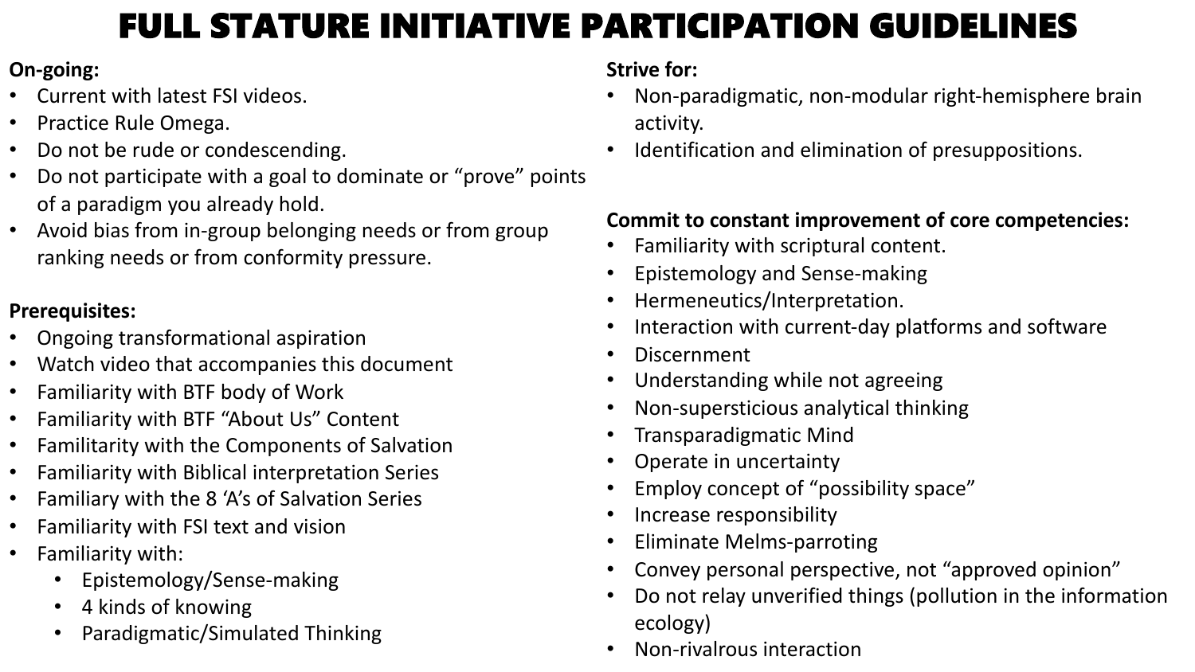# FULL STATURE INITIATIVE PARTICIPATION GUIDELINES

**On-going:**

- Current with latest FSI videos.
- Practice Rule Omega.
- Do not be rude or condescending.
- Do not participate with a goal to dominate or "prove" points of a paradigm you already hold.
- Avoid bias from in-group belonging needs or from group ranking needs or from conformity pressure.

**Prerequisites:**

- Ongoing transformational aspiration
- Watch video that accompanies this document
- Familiarity with BTF body of Work
- Familiarity with BTF "About Us" Content
- Familitarity with the Components of Salvation
- Familiarity with Biblical interpretation Series
- Familiary with the 8 'A's of Salvation Series
- Familiarity with FSI text and vision
- Familiarity with:
  - Epistemology/Sense-making
  - 4 kinds of knowing
  - Paradigmatic/Simulated Thinking

**Strive for:**

- Non-paradigmatic, non-modular right-hemisphere brain activity.
- Identification and elimination of presuppositions.

**Commit to constant improvement of core competencies:**

- Familiarity with scriptural content.
- Epistemology and Sense-making
- Hermeneutics/Interpretation.
- Interaction with current-day platforms and software
- Discernment
- Understanding while not agreeing
- Non-supersticious analytical thinking
- Transparadigmatic Mind
- Operate in uncertainty
- Employ concept of "possibility space"
- Increase responsibility
- Eliminate Melms-parroting
- Convey personal perspective, not "approved opinion"
- Do not relay unverified things (pollution in the information ecology)
- Non-rivalrous interaction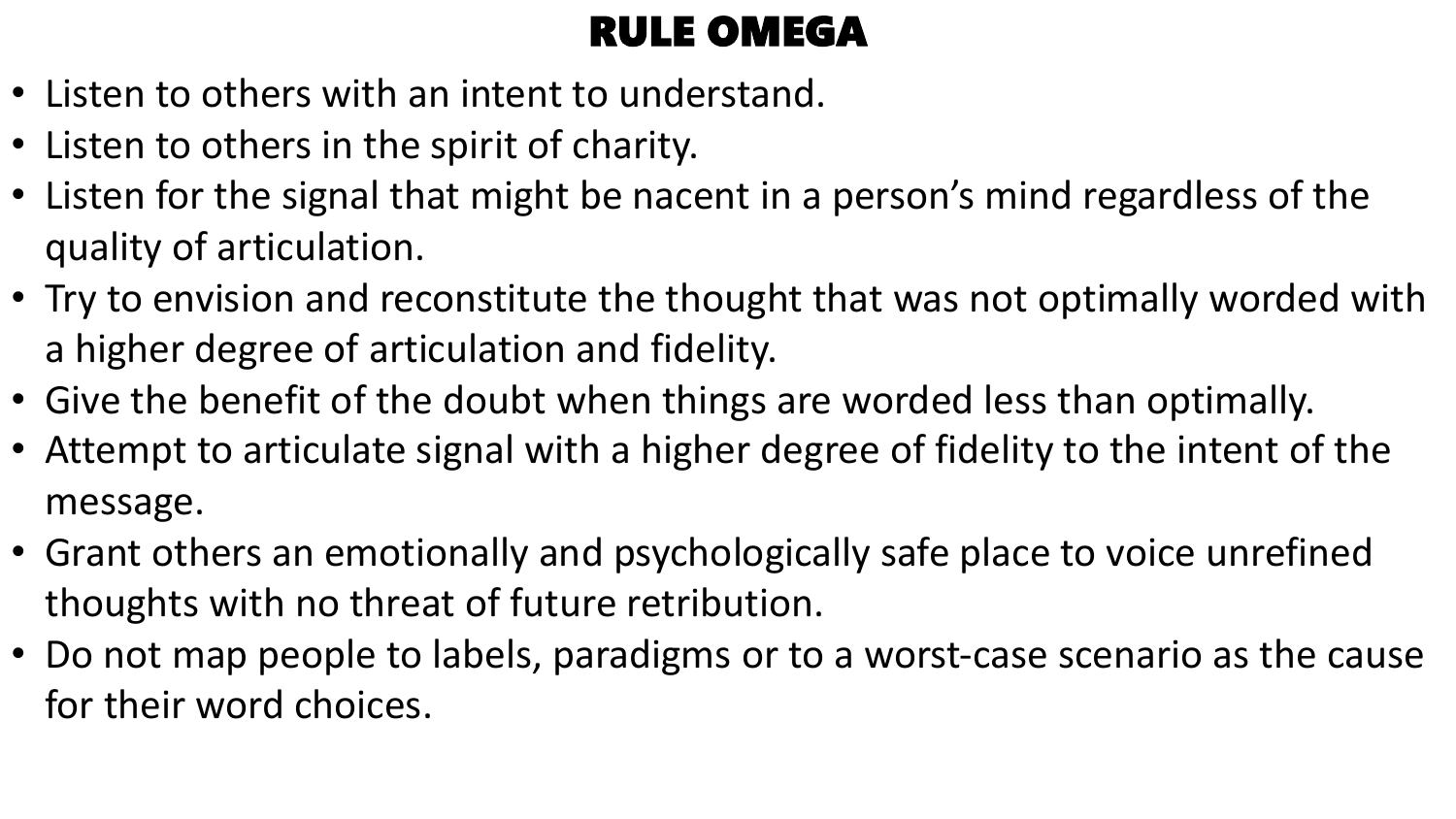# RULE OMEGA

- Listen to others with an intent to understand.
- Listen to others in the spirit of charity.
- Listen for the signal that might be nacent in a person's mind regardless of the quality of articulation.
- Try to envision and reconstitute the thought that was not optimally worded with a higher degree of articulation and fidelity.
- Give the benefit of the doubt when things are worded less than optimally.
- Attempt to articulate signal with a higher degree of fidelity to the intent of the message.
- Grant others an emotionally and psychologically safe place to voice unrefined thoughts with no threat of future retribution.
- Do not map people to labels, paradigms or to a worst-case scenario as the cause for their word choices.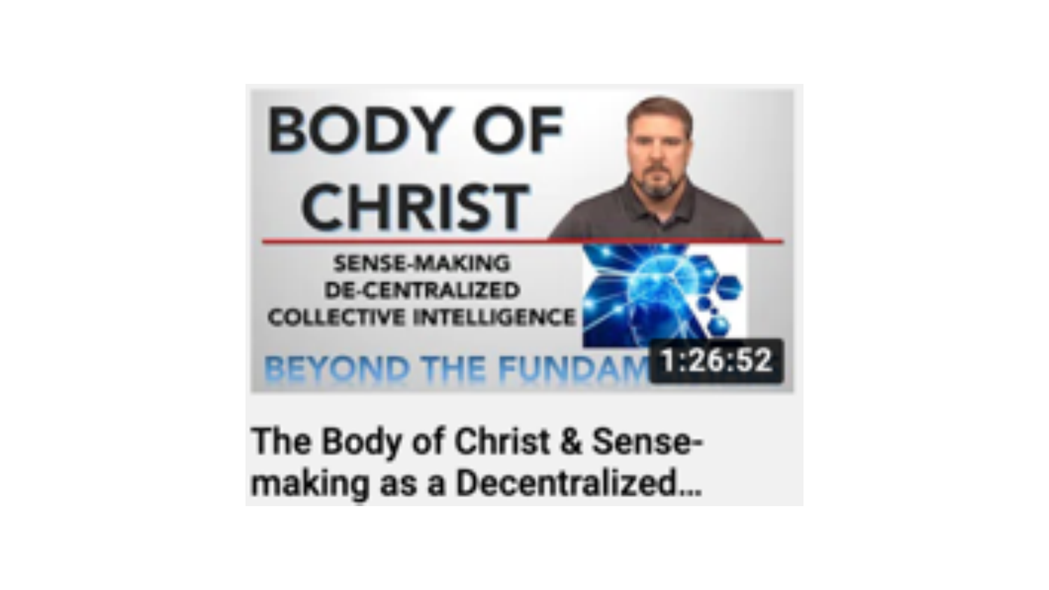BODY OF CHRIST

SENSE-MAKING
DE-CENTRALIZED
COLLECTIVE INTELLIGENCE

BEYOND THE FUNDAM

1:26:52

The Body of Christ & Sense-making as a Decentralized...